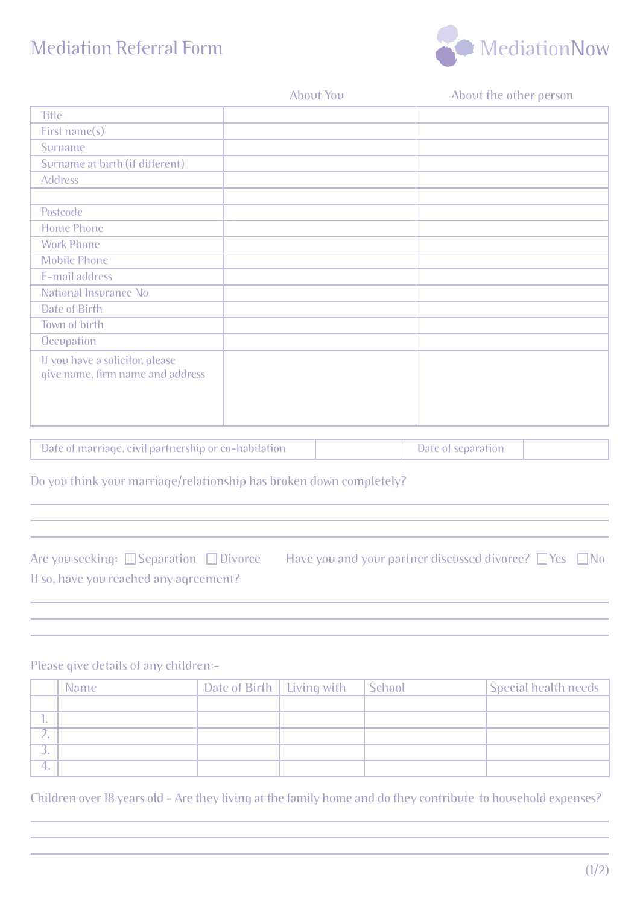# Mediation Referral Form

MediationNow

| | About You | About the other person |
| --- | --- | --- |
| Title | | |
| First name(s) | | |
| Surname | | |
| Surname at birth (if different) | | |
| Address | | |
| | | |
| Postcode | | |
| Home Phone | | |
| Work Phone | | |
| Mobile Phone | | |
| E-mail address | | |
| National Insurance No | | |
| Date of Birth | | |
| Town of birth | | |
| Occupation | | |
| If you have a solicitor, please give name, firm name and address | | |

| | | | |
| --- | --- | --- | --- |
| Date of marriage, civil partnership or co-habitation | | Date of separation | |

Do you think your marriage/relationship has broken down completely?

Are you seeking: ☐ Separation ☐ Divorce     Have you and your partner discussed divorce? ☐ Yes ☐ No

If so, have you reached any agreement?

Please give details of any children:-

| | Name | Date of Birth | Living with | School | Special health needs |
| --- | --- | --- | --- | --- | --- |
| | | | | | |
| 1. | | | | | |
| 2. | | | | | |
| 3. | | | | | |
| 4. | | | | | |

Children over 18 years old - Are they living at the family home and do they contribute to household expenses?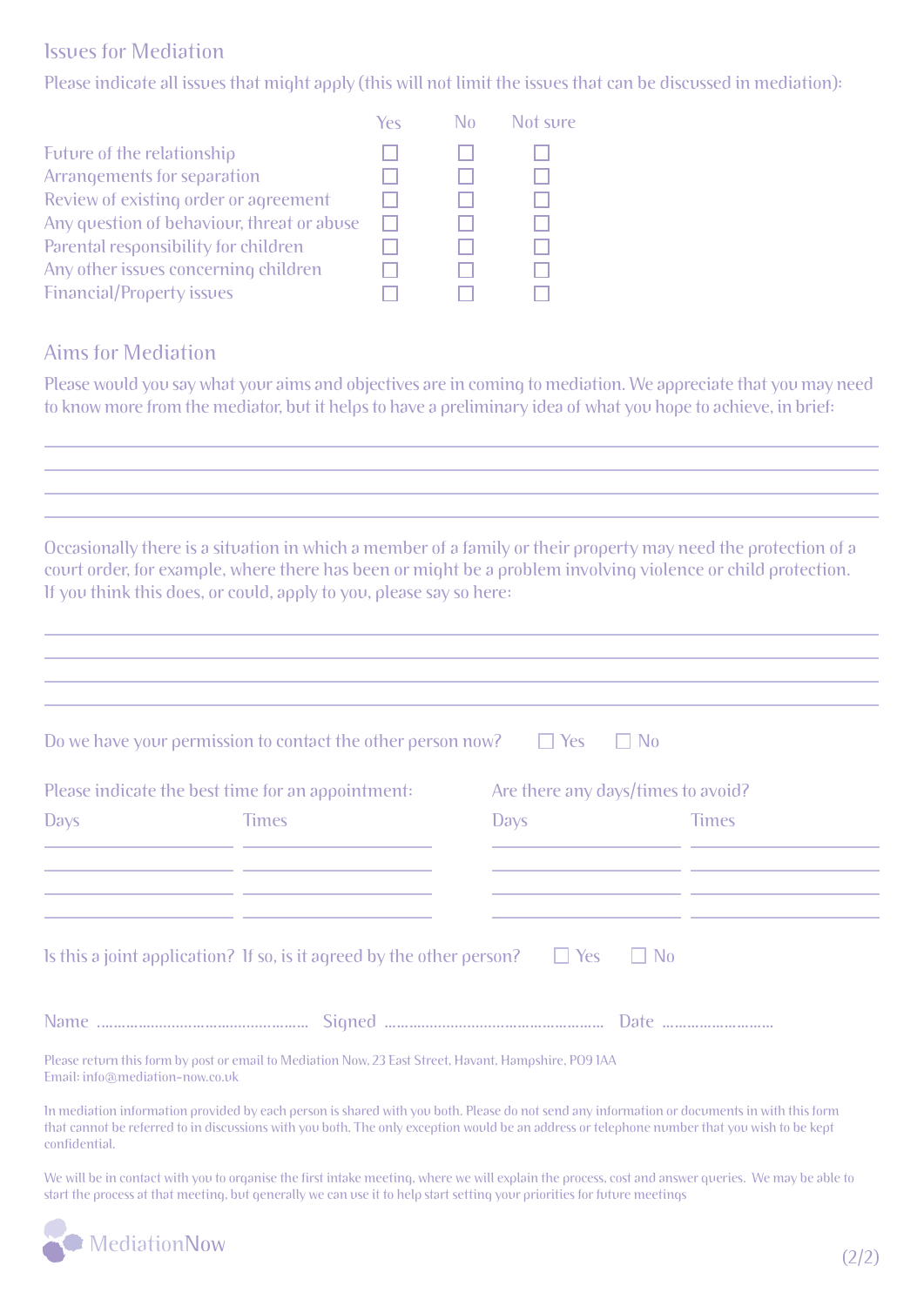## Issues for Mediation

Please indicate all issues that might apply (this will not limit the issues that can be discussed in mediation):

| | Yes | No | Not sure |
|---|---|---|---|
| Future of the relationship | ☐ | ☐ | ☐ |
| Arrangements for separation | ☐ | ☐ | ☐ |
| Review of existing order or agreement | ☐ | ☐ | ☐ |
| Any question of behaviour, threat or abuse | ☐ | ☐ | ☐ |
| Parental responsibility for children | ☐ | ☐ | ☐ |
| Any other issues concerning children | ☐ | ☐ | ☐ |
| Financial/Property issues | ☐ | ☐ | ☐ |

## Aims for Mediation

Please would you say what your aims and objectives are in coming to mediation. We appreciate that you may need to know more from the mediator, but it helps to have a preliminary idea of what you hope to achieve, in brief:

\_\_\_\_\_\_\_\_\_\_\_\_\_\_\_\_\_\_\_\_\_\_\_\_\_\_\_\_\_\_\_\_\_\_\_\_\_\_\_\_\_\_\_\_\_\_\_\_\_\_\_\_\_\_\_\_\_\_\_\_

\_\_\_\_\_\_\_\_\_\_\_\_\_\_\_\_\_\_\_\_\_\_\_\_\_\_\_\_\_\_\_\_\_\_\_\_\_\_\_\_\_\_\_\_\_\_\_\_\_\_\_\_\_\_\_\_\_\_\_\_

\_\_\_\_\_\_\_\_\_\_\_\_\_\_\_\_\_\_\_\_\_\_\_\_\_\_\_\_\_\_\_\_\_\_\_\_\_\_\_\_\_\_\_\_\_\_\_\_\_\_\_\_\_\_\_\_\_\_\_\_

\_\_\_\_\_\_\_\_\_\_\_\_\_\_\_\_\_\_\_\_\_\_\_\_\_\_\_\_\_\_\_\_\_\_\_\_\_\_\_\_\_\_\_\_\_\_\_\_\_\_\_\_\_\_\_\_\_\_\_\_

Occasionally there is a situation in which a member of a family or their property may need the protection of a court order, for example, where there has been or might be a problem involving violence or child protection. If you think this does, or could, apply to you, please say so here:

\_\_\_\_\_\_\_\_\_\_\_\_\_\_\_\_\_\_\_\_\_\_\_\_\_\_\_\_\_\_\_\_\_\_\_\_\_\_\_\_\_\_\_\_\_\_\_\_\_\_\_\_\_\_\_\_\_\_\_\_

\_\_\_\_\_\_\_\_\_\_\_\_\_\_\_\_\_\_\_\_\_\_\_\_\_\_\_\_\_\_\_\_\_\_\_\_\_\_\_\_\_\_\_\_\_\_\_\_\_\_\_\_\_\_\_\_\_\_\_\_

\_\_\_\_\_\_\_\_\_\_\_\_\_\_\_\_\_\_\_\_\_\_\_\_\_\_\_\_\_\_\_\_\_\_\_\_\_\_\_\_\_\_\_\_\_\_\_\_\_\_\_\_\_\_\_\_\_\_\_\_

\_\_\_\_\_\_\_\_\_\_\_\_\_\_\_\_\_\_\_\_\_\_\_\_\_\_\_\_\_\_\_\_\_\_\_\_\_\_\_\_\_\_\_\_\_\_\_\_\_\_\_\_\_\_\_\_\_\_\_\_

Do we have your permission to contact the other person now? ☐ Yes ☐ No

| Please indicate the best time for an appointment: | | Are there any days/times to avoid? | |
|---|---|---|---|
| Days | Times | Days | Times |
| | | | |
| | | | |
| | | | |
| | | | |

Is this a joint application? If so, is it agreed by the other person? ☐ Yes ☐ No

Name ............................................ Signed ............................................ Date ........................

Please return this form by post or email to Mediation Now, 23 East Street, Havant, Hampshire, PO9 1AA
Email: info@mediation-now.co.uk

In mediation information provided by each person is shared with you both. Please do not send any information or documents in with this form that cannot be referred to in discussions with you both. The only exception would be an address or telephone number that you wish to be kept confidential.

We will be in contact with you to organise the first intake meeting, where we will explain the process, cost and answer queries. We may be able to start the process at that meeting, but generally we can use it to help start setting your priorities for future meetings

MediationNow